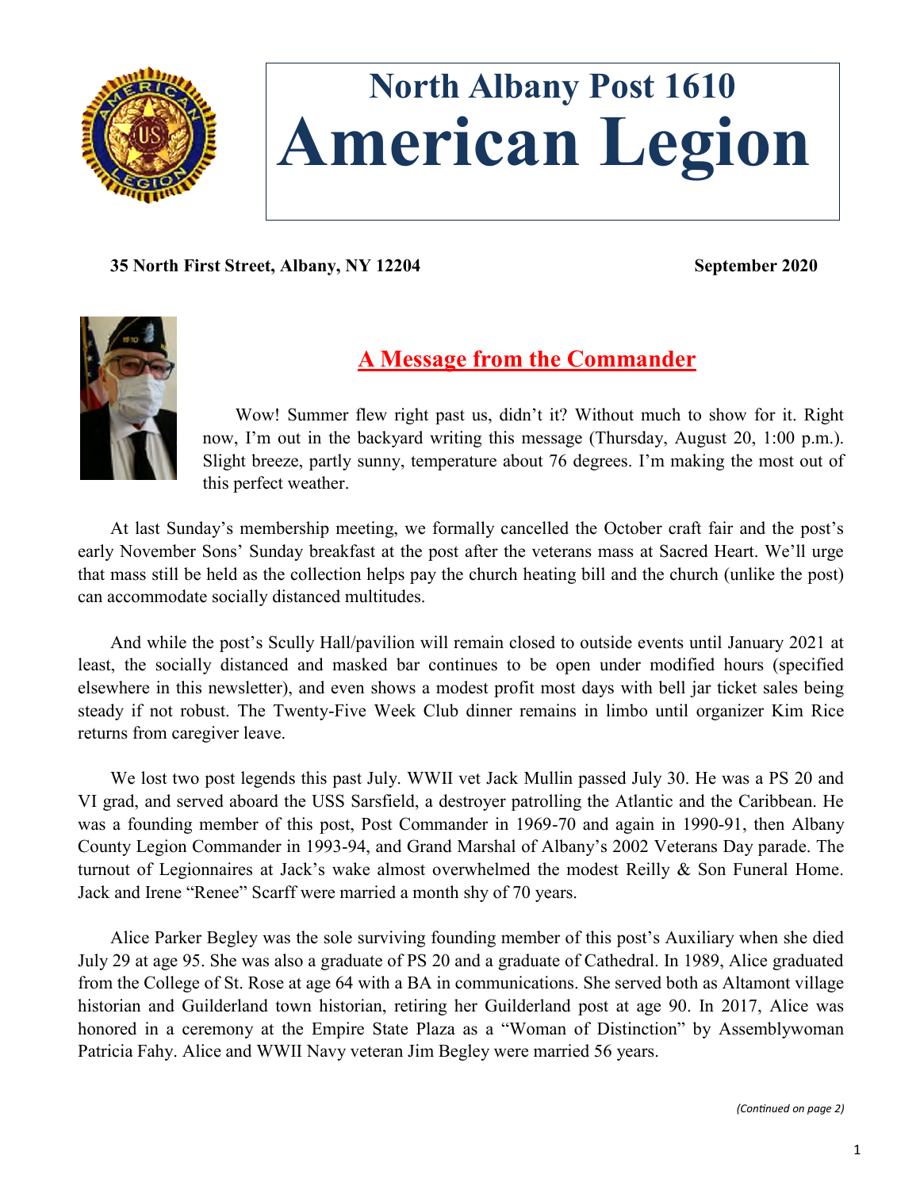# North Albany Post 1610
# American Legion

**35 North First Street, Albany, NY 12204** **September 2020**

## A Message from the Commander

Wow! Summer flew right past us, didn't it? Without much to show for it. Right now, I'm out in the backyard writing this message (Thursday, August 20, 1:00 p.m.). Slight breeze, partly sunny, temperature about 76 degrees. I'm making the most out of this perfect weather.

At last Sunday's membership meeting, we formally cancelled the October craft fair and the post's early November Sons' Sunday breakfast at the post after the veterans mass at Sacred Heart. We'll urge that mass still be held as the collection helps pay the church heating bill and the church (unlike the post) can accommodate socially distanced multitudes.

And while the post's Scully Hall/pavilion will remain closed to outside events until January 2021 at least, the socially distanced and masked bar continues to be open under modified hours (specified elsewhere in this newsletter), and even shows a modest profit most days with bell jar ticket sales being steady if not robust. The Twenty-Five Week Club dinner remains in limbo until organizer Kim Rice returns from caregiver leave.

We lost two post legends this past July. WWII vet Jack Mullin passed July 30. He was a PS 20 and VI grad, and served aboard the USS Sarsfield, a destroyer patrolling the Atlantic and the Caribbean. He was a founding member of this post, Post Commander in 1969-70 and again in 1990-91, then Albany County Legion Commander in 1993-94, and Grand Marshal of Albany's 2002 Veterans Day parade. The turnout of Legionnaires at Jack's wake almost overwhelmed the modest Reilly & Son Funeral Home. Jack and Irene "Renee" Scarff were married a month shy of 70 years.

Alice Parker Begley was the sole surviving founding member of this post's Auxiliary when she died July 29 at age 95. She was also a graduate of PS 20 and a graduate of Cathedral. In 1989, Alice graduated from the College of St. Rose at age 64 with a BA in communications. She served both as Altamont village historian and Guilderland town historian, retiring her Guilderland post at age 90. In 2017, Alice was honored in a ceremony at the Empire State Plaza as a "Woman of Distinction" by Assemblywoman Patricia Fahy. Alice and WWII Navy veteran Jim Begley were married 56 years.

*(Continued on page 2)*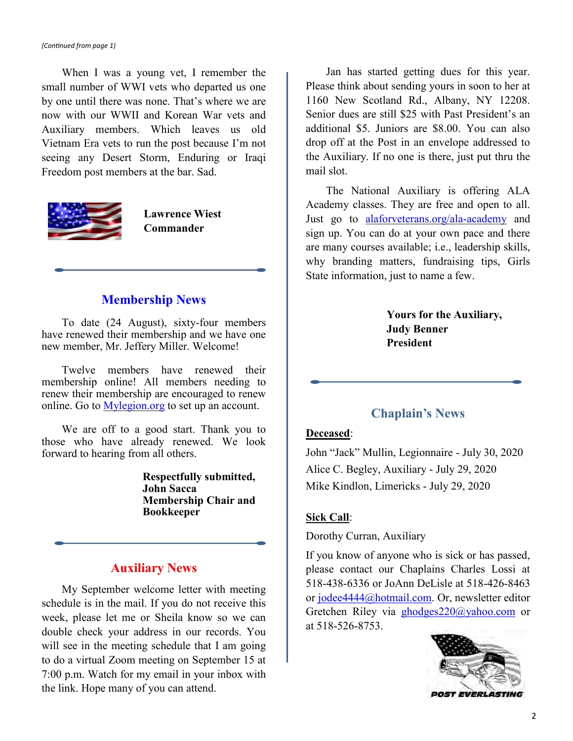*(Continued from page 1)*

When I was a young vet, I remember the small number of WWI vets who departed us one by one until there was none. That's where we are now with our WWII and Korean War vets and Auxiliary members. Which leaves us old Vietnam Era vets to run the post because I'm not seeing any Desert Storm, Enduring or Iraqi Freedom post members at the bar. Sad.

**Lawrence Wiest**
**Commander**

## Membership News

To date (24 August), sixty-four members have renewed their membership and we have one new member, Mr. Jeffery Miller. Welcome!

Twelve members have renewed their membership online! All members needing to renew their membership are encouraged to renew online. Go to Mylegion.org to set up an account.

We are off to a good start. Thank you to those who have already renewed. We look forward to hearing from all others.

**Respectfully submitted,**
**John Sacca**
**Membership Chair and Bookkeeper**

## Auxiliary News

My September welcome letter with meeting schedule is in the mail. If you do not receive this week, please let me or Sheila know so we can double check your address in our records. You will see in the meeting schedule that I am going to do a virtual Zoom meeting on September 15 at 7:00 p.m. Watch for my email in your inbox with the link. Hope many of you can attend.

Jan has started getting dues for this year. Please think about sending yours in soon to her at 1160 New Scotland Rd., Albany, NY 12208. Senior dues are still $25 with Past President's an additional $5. Juniors are $8.00. You can also drop off at the Post in an envelope addressed to the Auxiliary. If no one is there, just put thru the mail slot.

The National Auxiliary is offering ALA Academy classes. They are free and open to all. Just go to alaforveterans.org/ala-academy and sign up. You can do at your own pace and there are many courses available; i.e., leadership skills, why branding matters, fundraising tips, Girls State information, just to name a few.

**Yours for the Auxiliary,**
**Judy Benner**
**President**

## Chaplain's News

**Deceased**:

John "Jack" Mullin, Legionnaire - July 30, 2020

Alice C. Begley, Auxiliary - July 29, 2020

Mike Kindlon, Limericks - July 29, 2020

**Sick Call**:

Dorothy Curran, Auxiliary

If you know of anyone who is sick or has passed, please contact our Chaplains Charles Lossi at 518-438-6336 or JoAnn DeLisle at 518-426-8463 or jodee4444@hotmail.com. Or, newsletter editor Gretchen Riley via ghodges220@yahoo.com or at 518-526-8753.

POST EVERLASTING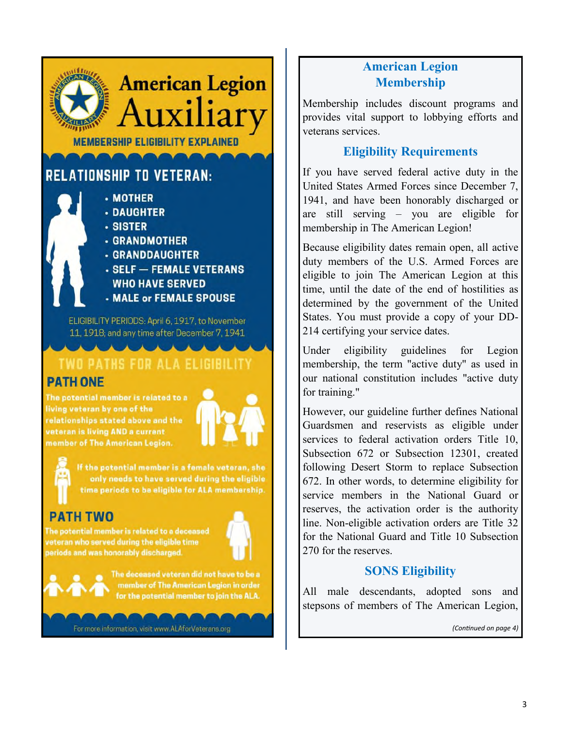# American Legion Auxiliary

**MEMBERSHIP ELIGIBILITY EXPLAINED**

## RELATIONSHIP TO VETERAN:

- MOTHER
- DAUGHTER
- SISTER
- GRANDMOTHER
- GRANDDAUGHTER
- SELF — FEMALE VETERANS WHO HAVE SERVED
- MALE or FEMALE SPOUSE

ELIGIBILITY PERIODS: April 6, 1917, to November 11, 1918; and any time after December 7, 1941

## TWO PATHS FOR ALA ELIGIBILITY

### PATH ONE

The potential member is related to a living veteran by one of the relationships stated above and the veteran is living AND a current member of The American Legion.

If the potential member is a female veteran, she only needs to have served during the eligible time periods to be eligible for ALA membership.

### PATH TWO

The potential member is related to a deceased veteran who served during the eligible time periods and was honorably discharged.

The deceased veteran did not have to be a member of The American Legion in order for the potential member to join the ALA.

For more information, visit www.ALAforVeterans.org

## American Legion Membership

Membership includes discount programs and provides vital support to lobbying efforts and veterans services.

### Eligibility Requirements

If you have served federal active duty in the United States Armed Forces since December 7, 1941, and have been honorably discharged or are still serving – you are eligible for membership in The American Legion!

Because eligibility dates remain open, all active duty members of the U.S. Armed Forces are eligible to join The American Legion at this time, until the date of the end of hostilities as determined by the government of the United States. You must provide a copy of your DD-214 certifying your service dates.

Under eligibility guidelines for Legion membership, the term "active duty" as used in our national constitution includes "active duty for training."

However, our guideline further defines National Guardsmen and reservists as eligible under services to federal activation orders Title 10, Subsection 672 or Subsection 12301, created following Desert Storm to replace Subsection 672. In other words, to determine eligibility for service members in the National Guard or reserves, the activation order is the authority line. Non-eligible activation orders are Title 32 for the National Guard and Title 10 Subsection 270 for the reserves.

### SONS Eligibility

All male descendants, adopted sons and stepsons of members of The American Legion,

*(Continued on page 4)*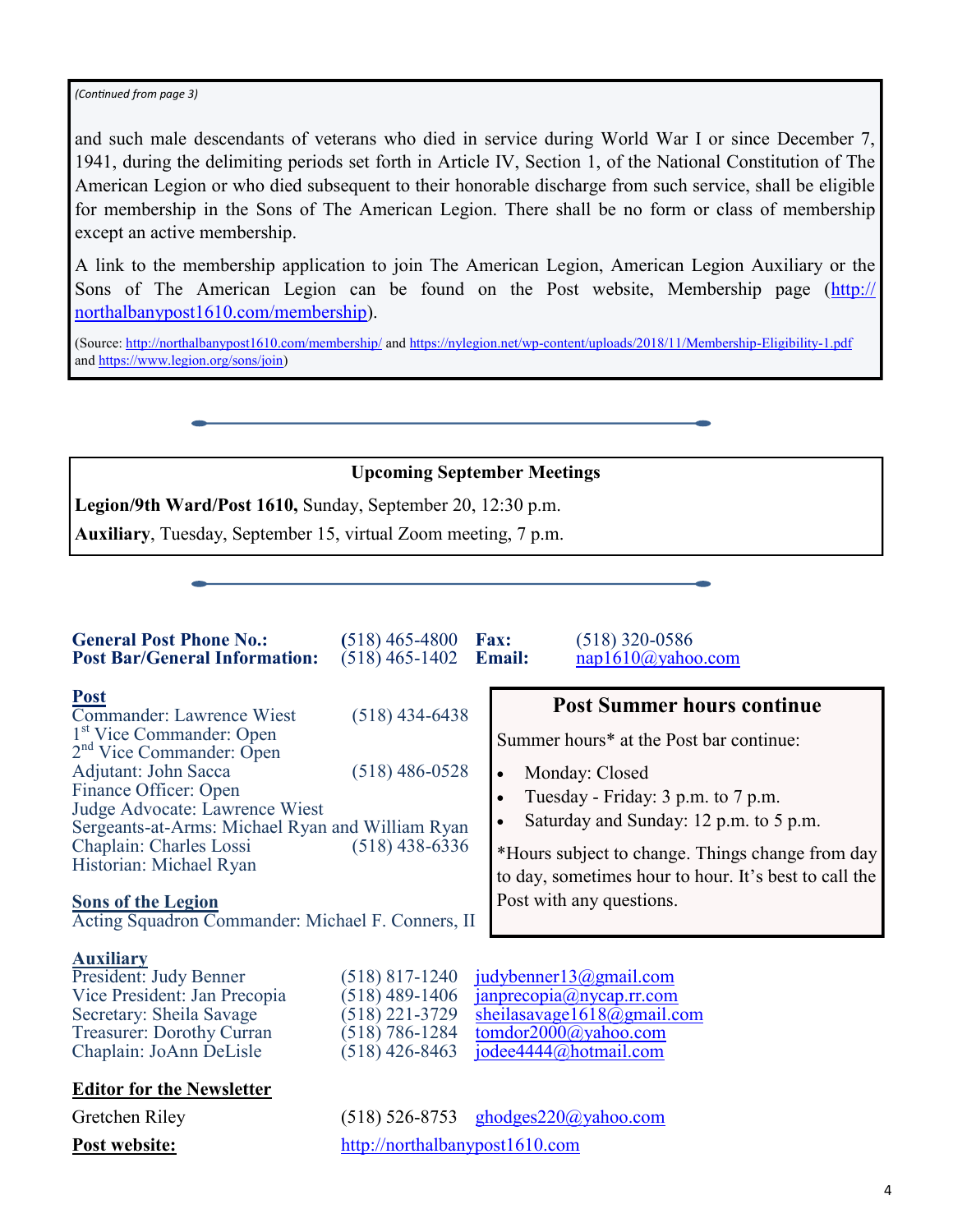*(Continued from page 3)*

and such male descendants of veterans who died in service during World War I or since December 7, 1941, during the delimiting periods set forth in Article IV, Section 1, of the National Constitution of The American Legion or who died subsequent to their honorable discharge from such service, shall be eligible for membership in the Sons of The American Legion. There shall be no form or class of membership except an active membership.

A link to the membership application to join The American Legion, American Legion Auxiliary or the Sons of The American Legion can be found on the Post website, Membership page (http://northalbanypost1610.com/membership).

(Source: http://northalbanypost1610.com/membership/ and https://nylegion.net/wp-content/uploads/2018/11/Membership-Eligibility-1.pdf and https://www.legion.org/sons/join)

---

**Upcoming September Meetings**

**Legion/9th Ward/Post 1610,** Sunday, September 20, 12:30 p.m.

**Auxiliary**, Tuesday, September 15, virtual Zoom meeting, 7 p.m.

---

| | | | |
|---|---|---|---|
| **General Post Phone No.:** | (518) 465-4800 | **Fax:** | (518) 320-0586 |
| **Post Bar/General Information:** | (518) 465-1402 | **Email:** | nap1610@yahoo.com |

**Post**

Commander: Lawrence Wiest (518) 434-6438
1st Vice Commander: Open
2nd Vice Commander: Open
Adjutant: John Sacca (518) 486-0528
Finance Officer: Open
Judge Advocate: Lawrence Wiest
Sergeants-at-Arms: Michael Ryan and William Ryan
Chaplain: Charles Lossi (518) 438-6336
Historian: Michael Ryan

**Sons of the Legion**

Acting Squadron Commander: Michael F. Conners, II

## Post Summer hours continue

Summer hours* at the Post bar continue:

- Monday: Closed
- Tuesday - Friday: 3 p.m. to 7 p.m.
- Saturday and Sunday: 12 p.m. to 5 p.m.

*Hours subject to change. Things change from day to day, sometimes hour to hour. It's best to call the Post with any questions.

**Auxiliary**

| | | |
|---|---|---|
| President: Judy Benner | (518) 817-1240 | judybenner13@gmail.com |
| Vice President: Jan Precopia | (518) 489-1406 | janprecopia@nycap.rr.com |
| Secretary: Sheila Savage | (518) 221-3729 | sheilasavage1618@gmail.com |
| Treasurer: Dorothy Curran | (518) 786-1284 | tomdor2000@yahoo.com |
| Chaplain: JoAnn DeLisle | (518) 426-8463 | jodee4444@hotmail.com |

**Editor for the Newsletter**

Gretchen Riley (518) 526-8753 ghodges220@yahoo.com

**Post website:** http://northalbanypost1610.com